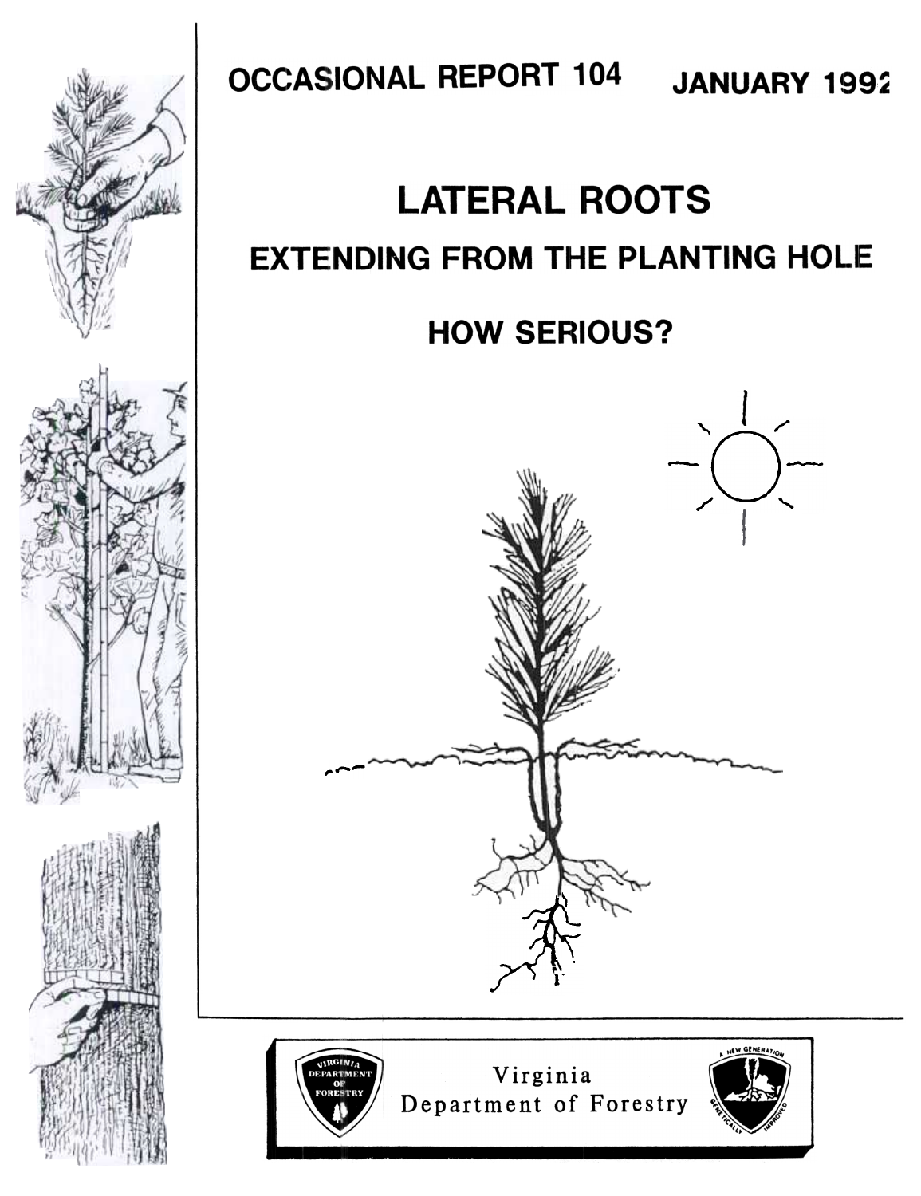OCCASIONAL REPORT 104 JANUARY 1992

# LATERAL ROOTS

## EXTENDING FROM THE PLANTING HOLE

## HOW SERIOUS?

Virginia Department of Forestry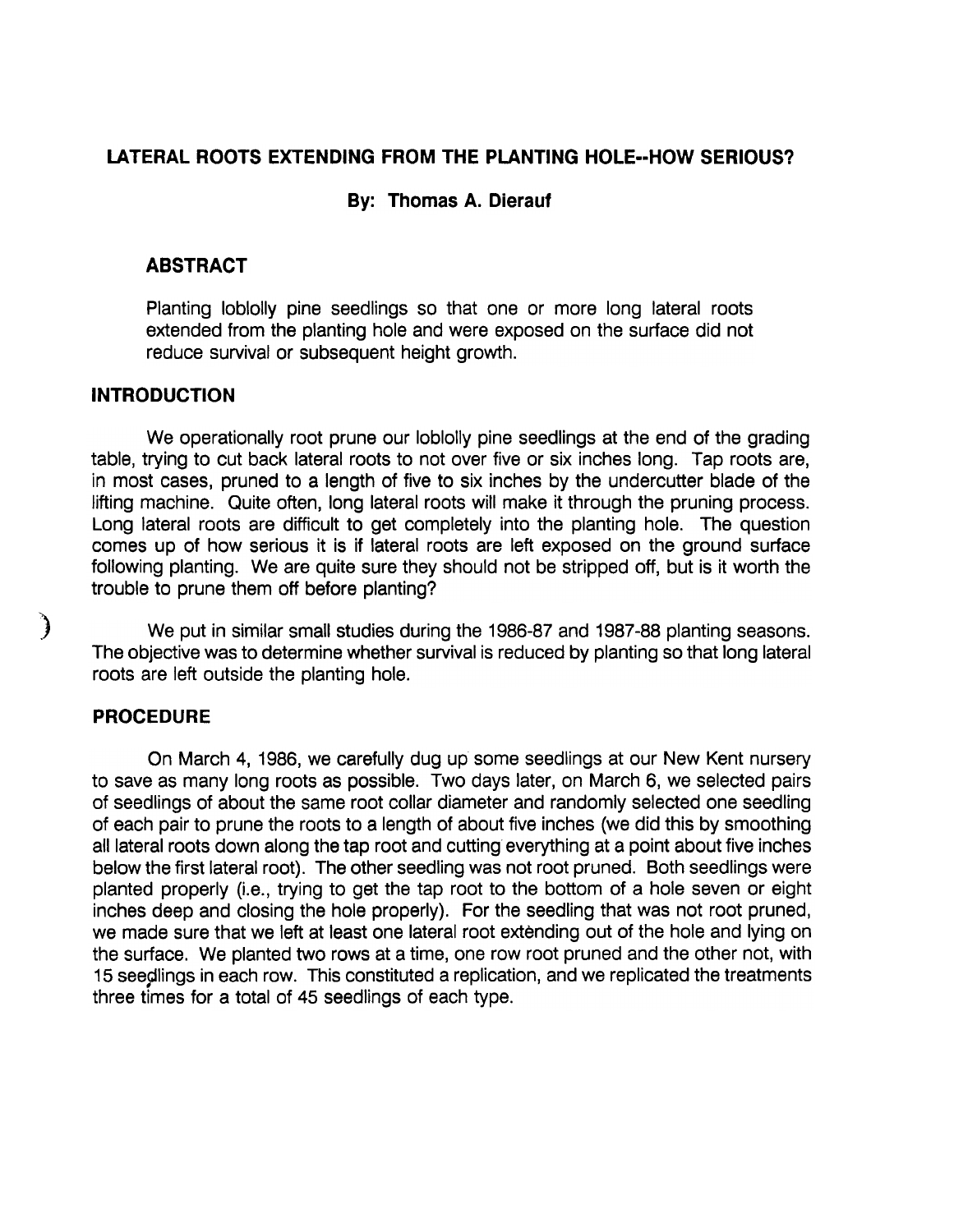## LATERAL ROOTS EXTENDING FROM THE PLANTING HOLE--HOW SERIOUS?

**By: Thomas A. Dierauf**

### ABSTRACT

Planting loblolly pine seedlings so that one or more long lateral roots extended from the planting hole and were exposed on the surface did not reduce survival or subsequent height growth.

### INTRODUCTION

We operationally root prune our loblolly pine seedlings at the end of the grading table, trying to cut back lateral roots to not over five or six inches long. Tap roots are, in most cases, pruned to a length of five to six inches by the undercutter blade of the lifting machine. Quite often, long lateral roots will make it through the pruning process. Long lateral roots are difficult to get completely into the planting hole. The question comes up of how serious it is if lateral roots are left exposed on the ground surface following planting. We are quite sure they should not be stripped off, but is it worth the trouble to prune them off before planting?

We put in similar small studies during the 1986-87 and 1987-88 planting seasons. The objective was to determine whether survival is reduced by planting so that long lateral roots are left outside the planting hole.

### PROCEDURE

On March 4, 1986, we carefully dug up some seedlings at our New Kent nursery to save as many long roots as possible. Two days later, on March 6, we selected pairs of seedlings of about the same root collar diameter and randomly selected one seedling of each pair to prune the roots to a length of about five inches (we did this by smoothing all lateral roots down along the tap root and cutting everything at a point about five inches below the first lateral root). The other seedling was not root pruned. Both seedlings were planted properly (i.e., trying to get the tap root to the bottom of a hole seven or eight inches deep and closing the hole properly). For the seedling that was not root pruned, we made sure that we left at least one lateral root extending out of the hole and lying on the surface. We planted two rows at a time, one row root pruned and the other not, with 15 seedlings in each row. This constituted a replication, and we replicated the treatments three times for a total of 45 seedlings of each type.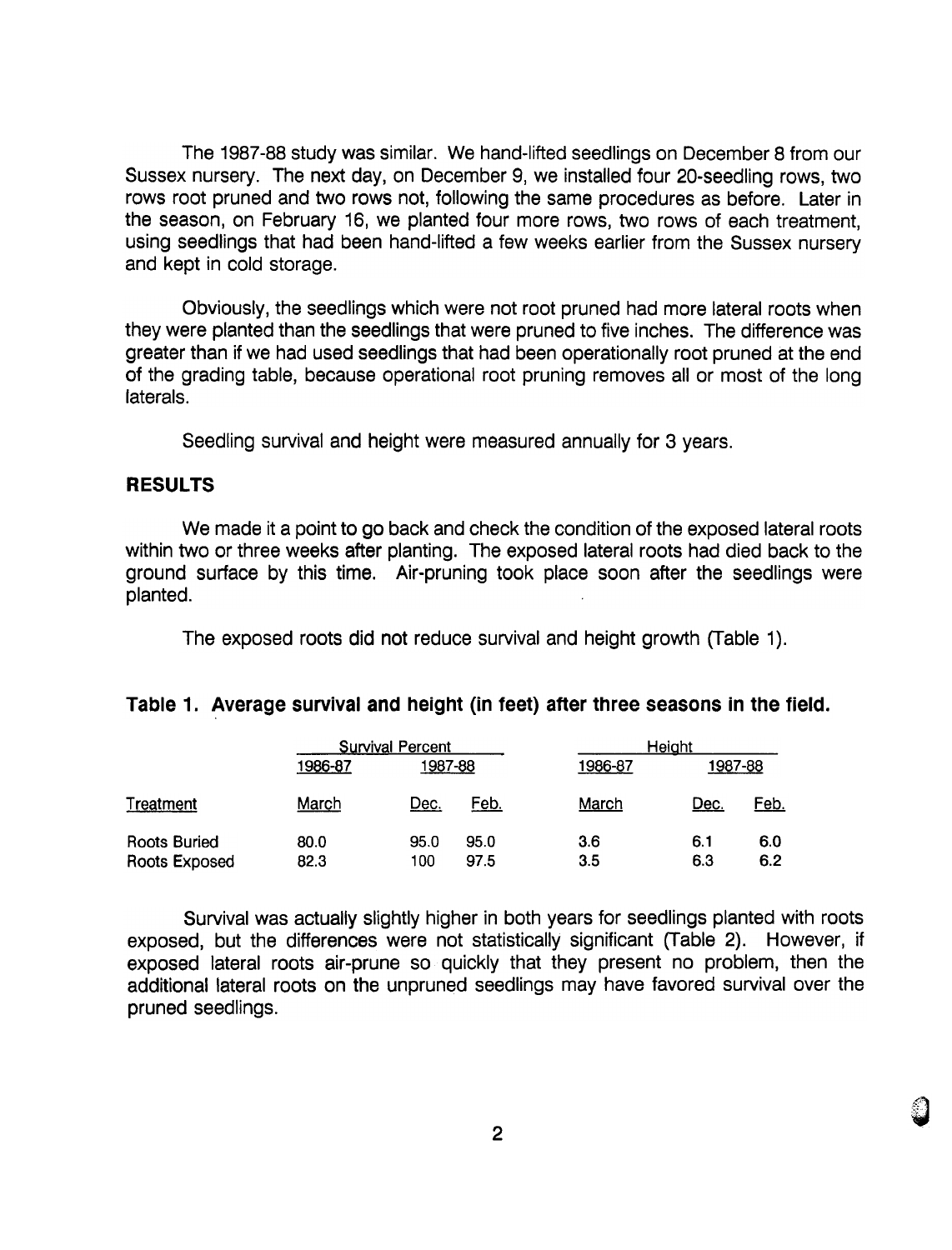The 1987-88 study was similar. We hand-lifted seedlings on December 8 from our Sussex nursery. The next day, on December 9, we installed four 20-seedling rows, two rows root pruned and two rows not, following the same procedures as before. Later in the season, on February 16, we planted four more rows, two rows of each treatment, using seedlings that had been hand-lifted a few weeks earlier from the Sussex nursery and kept in cold storage.

Obviously, the seedlings which were not root pruned had more lateral roots when they were planted than the seedlings that were pruned to five inches. The difference was greater than if we had used seedlings that had been operationally root pruned at the end of the grading table, because operational root pruning removes all or most of the long laterals.

Seedling survival and height were measured annually for 3 years.

## RESULTS

We made it a point to go back and check the condition of the exposed lateral roots within two or three weeks after planting. The exposed lateral roots had died back to the ground surface by this time. Air-pruning took place soon after the seedlings were planted.

The exposed roots did not reduce survival and height growth (Table 1).

**Table 1. Average survival and height (in feet) after three seasons in the field.**

| | Survival Percent | | | Height | | |
|---|---|---|---|---|---|---|
| | 1986-87 | 1987-88 | | 1986-87 | 1987-88 | |
| Treatment | March | Dec. | Feb. | March | Dec. | Feb. |
| Roots Buried | 80.0 | 95.0 | 95.0 | 3.6 | 6.1 | 6.0 |
| Roots Exposed | 82.3 | 100 | 97.5 | 3.5 | 6.3 | 6.2 |

Survival was actually slightly higher in both years for seedlings planted with roots exposed, but the differences were not statistically significant (Table 2). However, if exposed lateral roots air-prune so quickly that they present no problem, then the additional lateral roots on the unpruned seedlings may have favored survival over the pruned seedlings.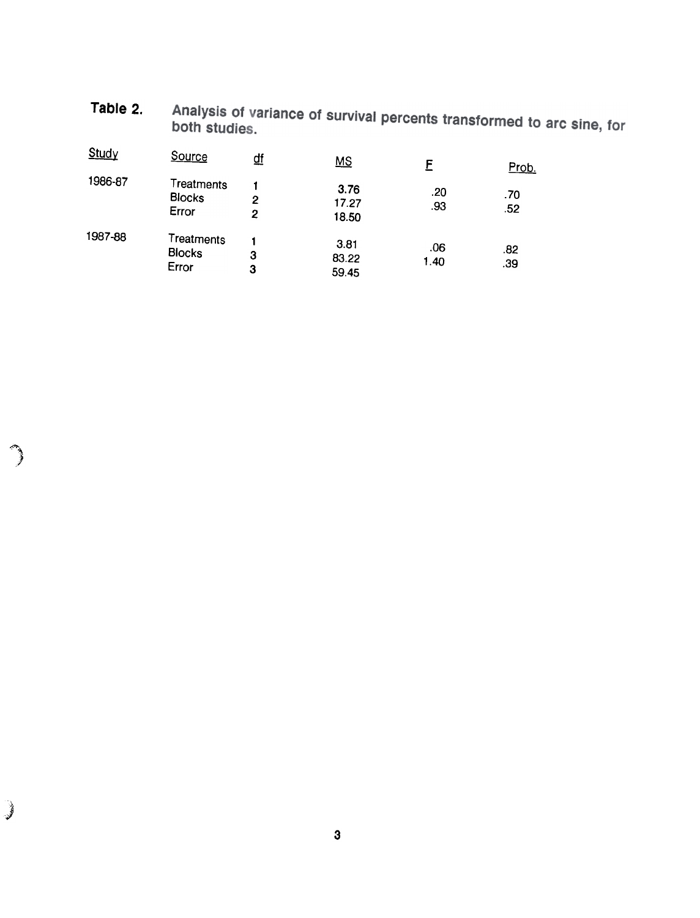**Table 2.** Analysis of variance of survival percents transformed to arc sine, for both studies.

| Study | Source | df | MS | F | Prob. |
|---|---|---|---|---|---|
| 1986-87 | Treatments | 1 | 3.76 | .20 | .70 |
| | Blocks | 2 | 17.27 | .93 | .52 |
| | Error | 2 | 18.50 | | |
| 1987-88 | Treatments | 1 | 3.81 | .06 | .82 |
| | Blocks | 3 | 83.22 | 1.40 | .39 |
| | Error | 3 | 59.45 | | |